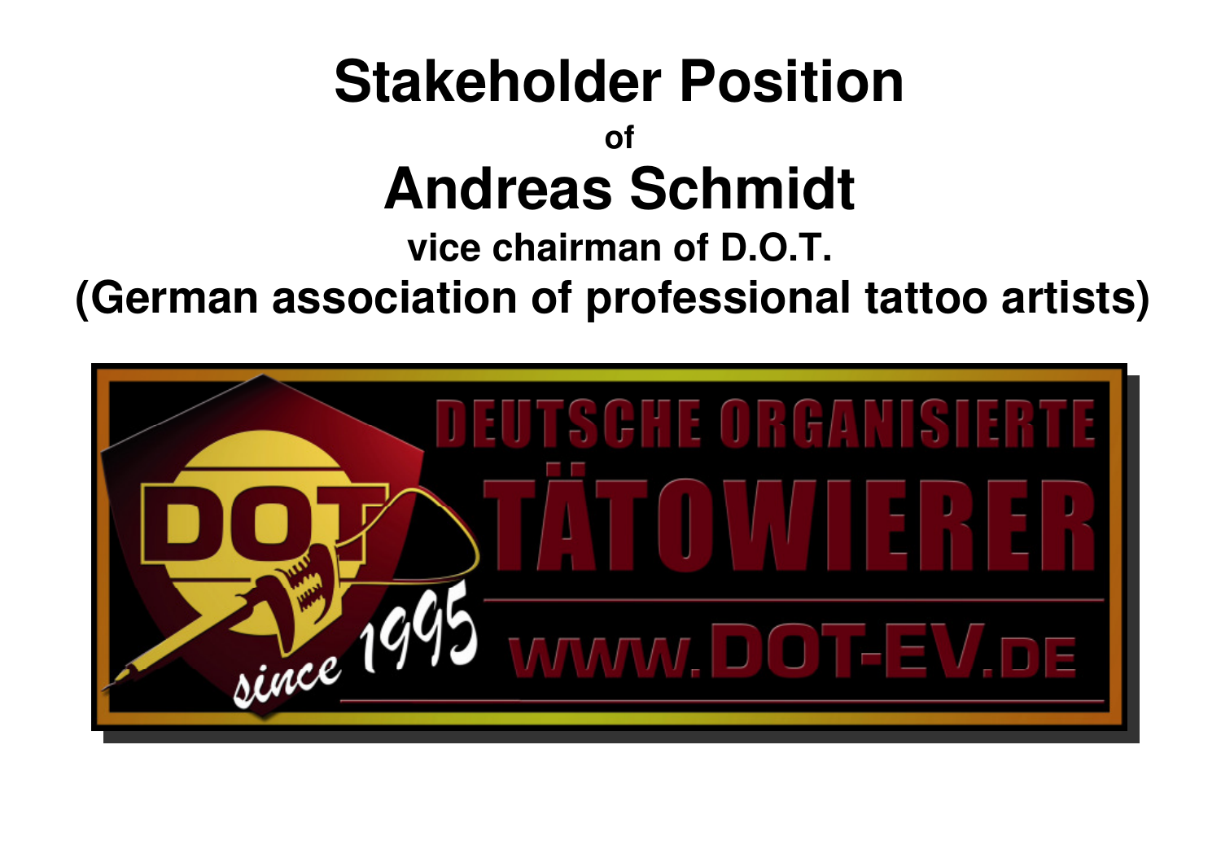# Stakeholder Position

of

# Andreas Schmidt

**vice chairman of D.O.T.**

**(German association of professional tattoo artists)**

DEUTSCHE ORGANISIERTE TÄTOWIERER

DOT

since 1995

www.DOT-EV.DE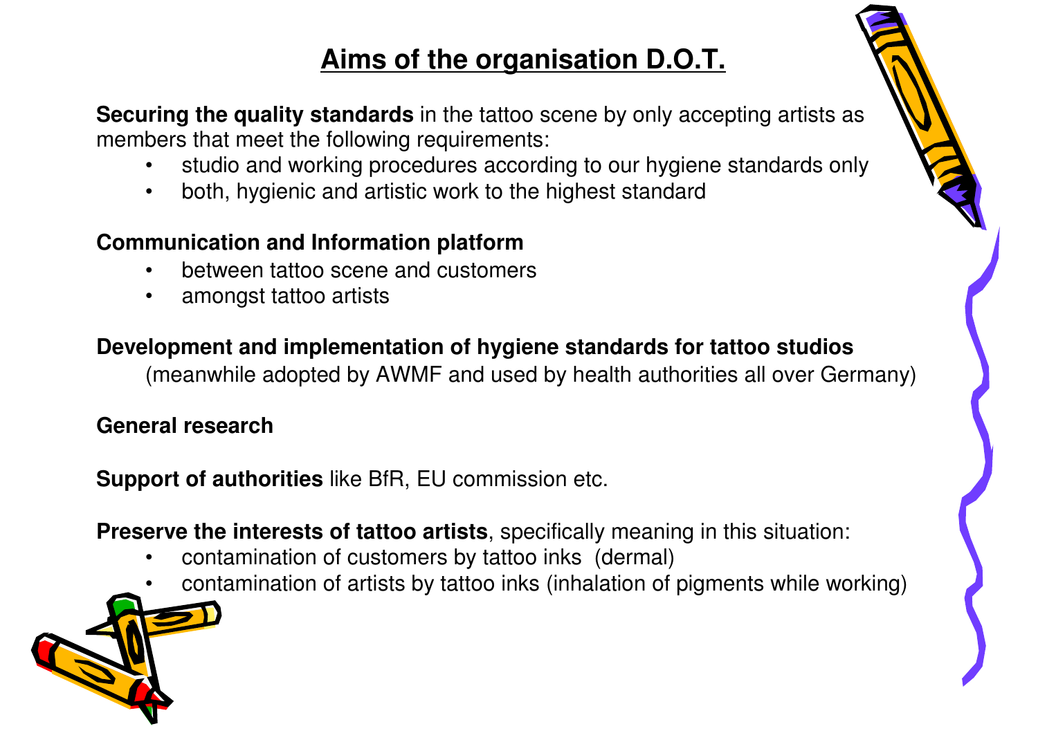# Aims of the organisation D.O.T.

**Securing the quality standards** in the tattoo scene by only accepting artists as members that meet the following requirements:

- studio and working procedures according to our hygiene standards only
- both, hygienic and artistic work to the highest standard

**Communication and Information platform**

- between tattoo scene and customers
- amongst tattoo artists

**Development and implementation of hygiene standards for tattoo studios**
(meanwhile adopted by AWMF and used by health authorities all over Germany)

**General research**

**Support of authorities** like BfR, EU commission etc.

**Preserve the interests of tattoo artists**, specifically meaning in this situation:

- contamination of customers by tattoo inks (dermal)
- contamination of artists by tattoo inks (inhalation of pigments while working)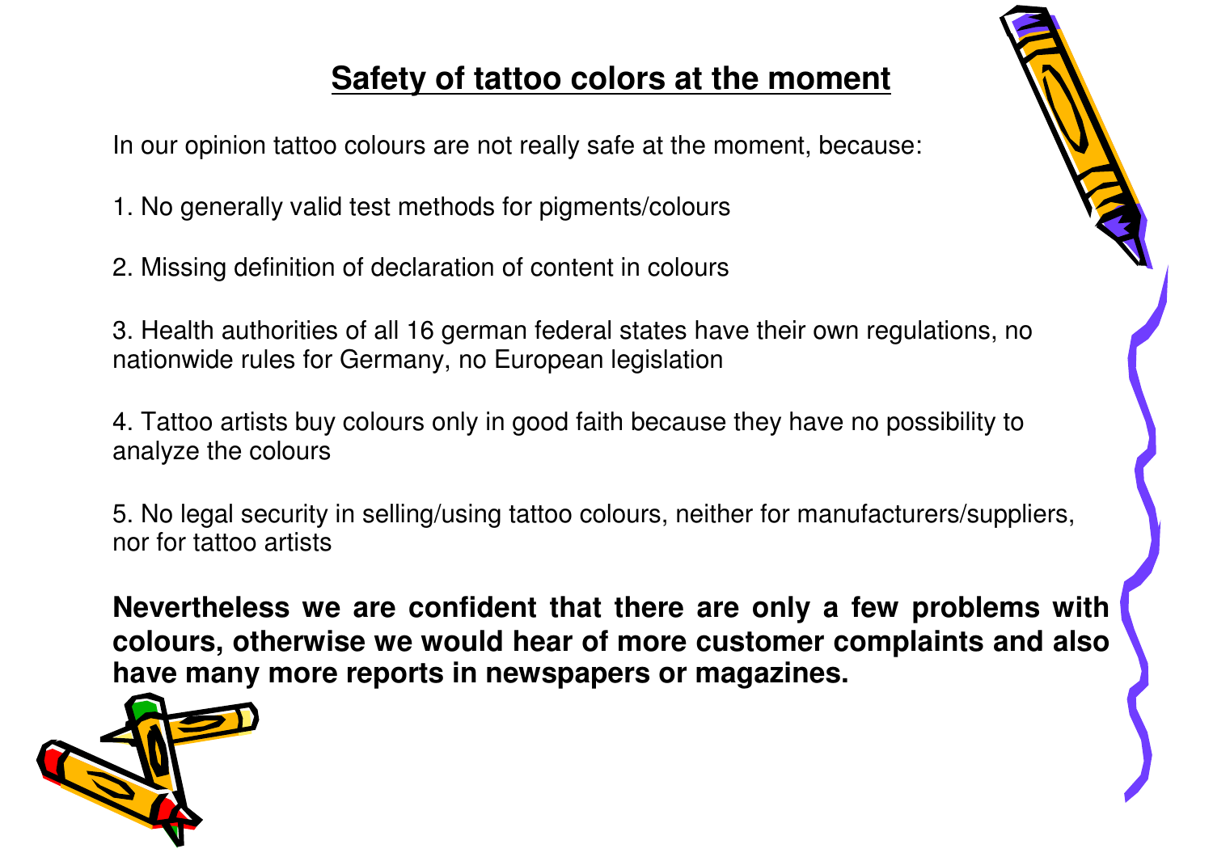# Safety of tattoo colors at the moment

In our opinion tattoo colours are not really safe at the moment, because:

1. No generally valid test methods for pigments/colours

2. Missing definition of declaration of content in colours

3. Health authorities of all 16 german federal states have their own regulations, no nationwide rules for Germany, no European legislation

4. Tattoo artists buy colours only in good faith because they have no possibility to analyze the colours

5. No legal security in selling/using tattoo colours, neither for manufacturers/suppliers, nor for tattoo artists

**Nevertheless we are confident that there are only a few problems with colours, otherwise we would hear of more customer complaints and also have many more reports in newspapers or magazines.**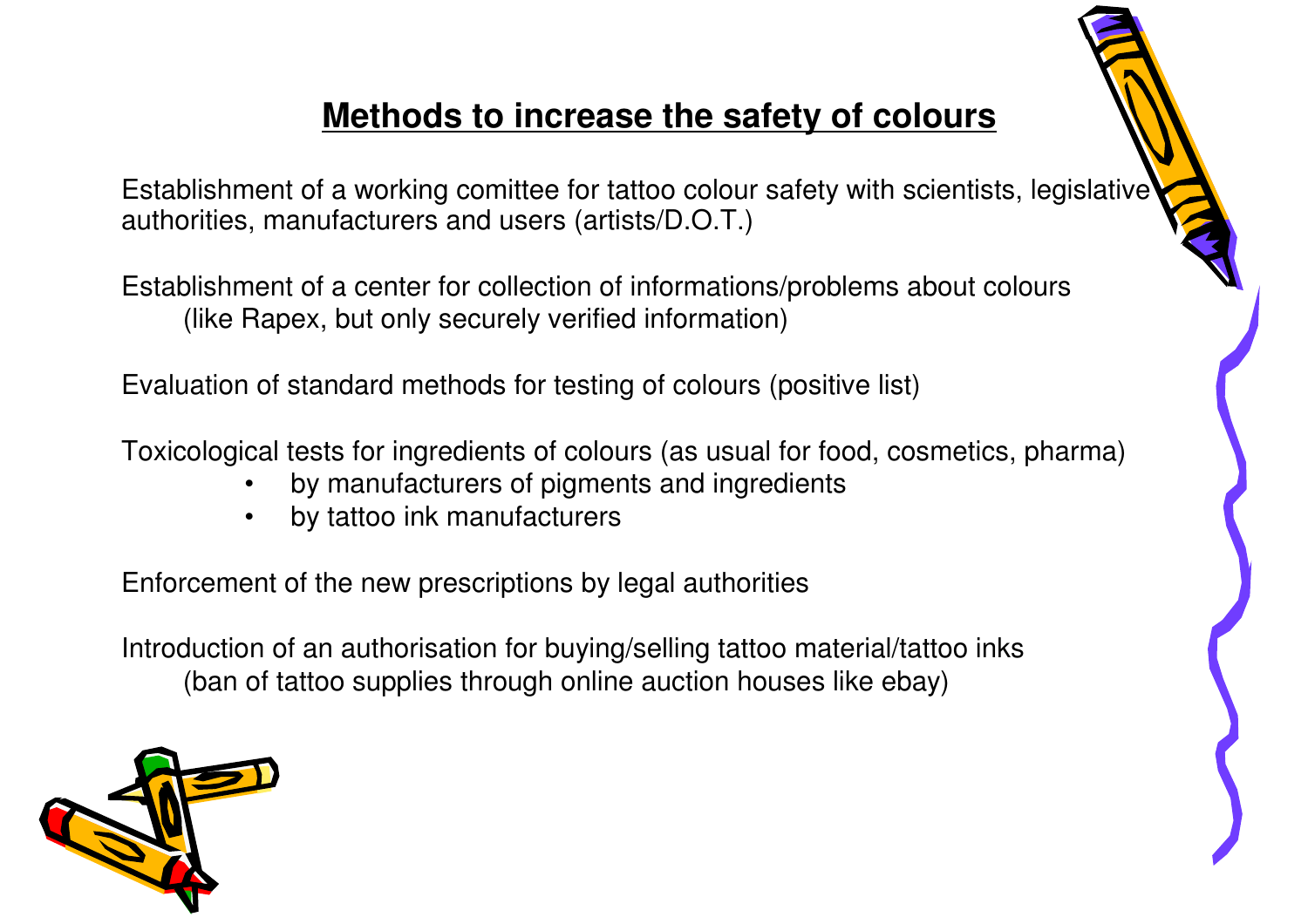# Methods to increase the safety of colours

Establishment of a working comittee for tattoo colour safety with scientists, legislative authorities, manufacturers and users (artists/D.O.T.)

Establishment of a center for collection of informations/problems about colours (like Rapex, but only securely verified information)

Evaluation of standard methods for testing of colours (positive list)

Toxicological tests for ingredients of colours (as usual for food, cosmetics, pharma)

- by manufacturers of pigments and ingredients
- by tattoo ink manufacturers

Enforcement of the new prescriptions by legal authorities

Introduction of an authorisation for buying/selling tattoo material/tattoo inks (ban of tattoo supplies through online auction houses like ebay)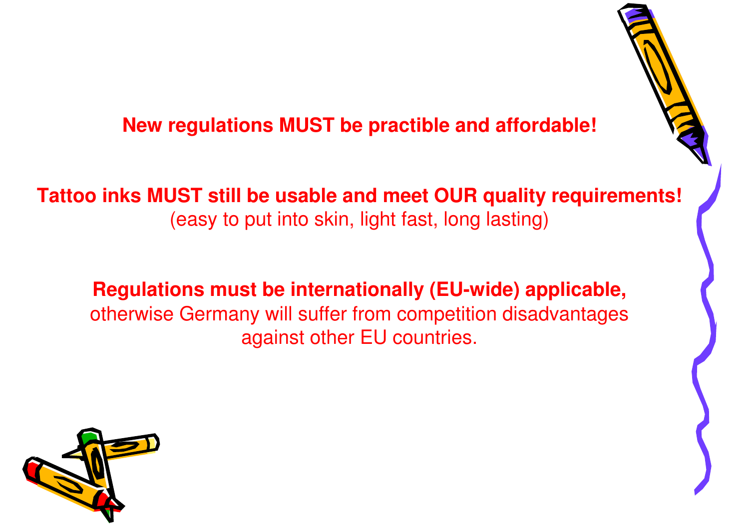**New regulations MUST be practible and affordable!**

**Tattoo inks MUST still be usable and meet OUR quality requirements!**
(easy to put into skin, light fast, long lasting)

**Regulations must be internationally (EU-wide) applicable,**
otherwise Germany will suffer from competition disadvantages against other EU countries.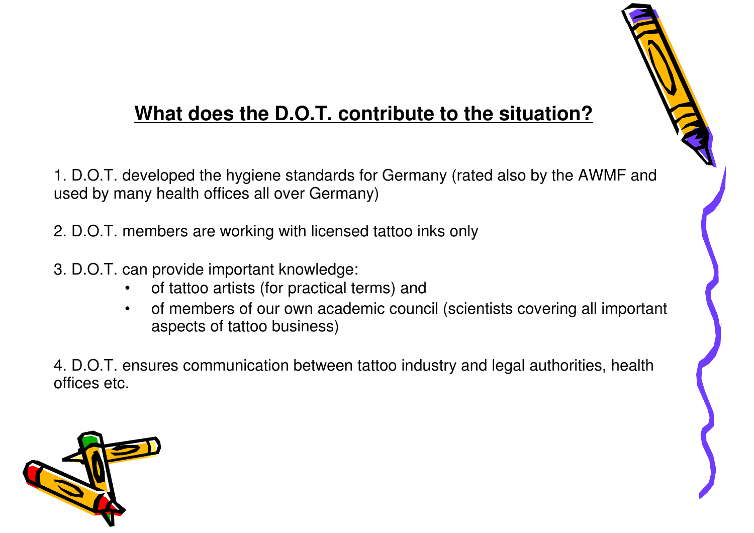## What does the D.O.T. contribute to the situation?

1. D.O.T. developed the hygiene standards for Germany (rated also by the AWMF and used by many health offices all over Germany)

2. D.O.T. members are working with licensed tattoo inks only

3. D.O.T. can provide important knowledge:
   - of tattoo artists (for practical terms) and
   - of members of our own academic council (scientists covering all important aspects of tattoo business)

4. D.O.T. ensures communication between tattoo industry and legal authorities, health offices etc.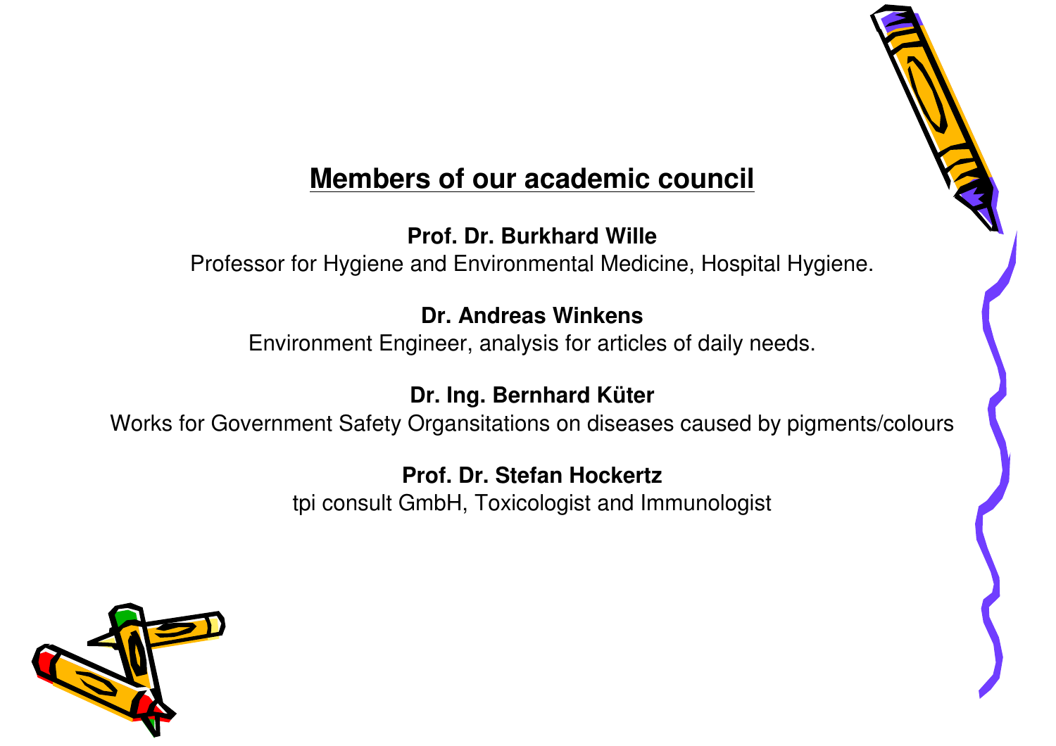## Members of our academic council

**Prof. Dr. Burkhard Wille**
Professor for Hygiene and Environmental Medicine, Hospital Hygiene.

**Dr. Andreas Winkens**
Environment Engineer, analysis for articles of daily needs.

**Dr. Ing. Bernhard Küter**
Works for Government Safety Organsitations on diseases caused by pigments/colours

**Prof. Dr. Stefan Hockertz**
tpi consult GmbH, Toxicologist and Immunologist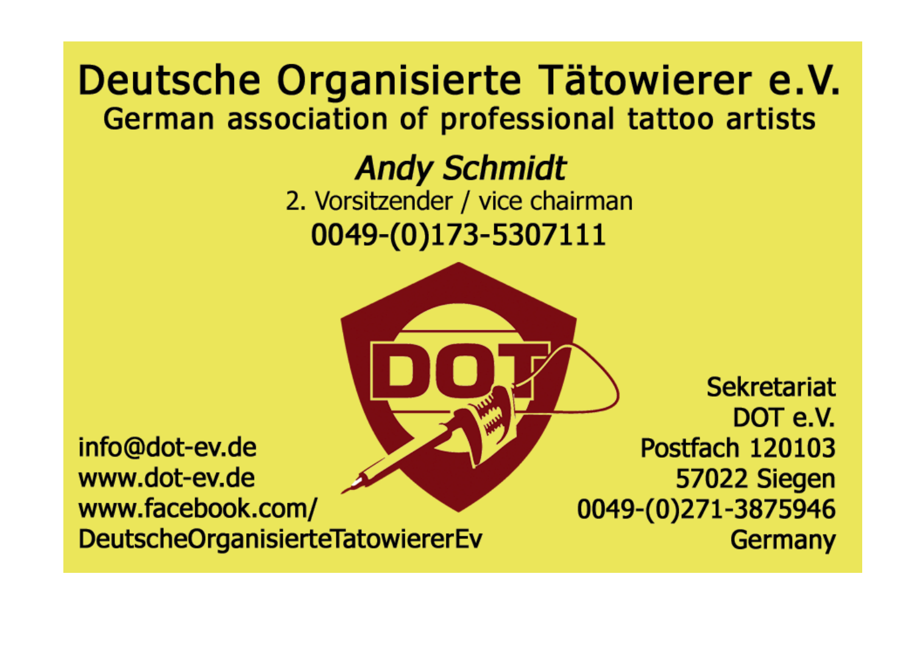# Deutsche Organisierte Tätowierer e.V.

German association of professional tattoo artists

***Andy Schmidt***

2. Vorsitzender / vice chairman

0049-(0)173-5307111

DOT

info@dot-ev.de
www.dot-ev.de
www.facebook.com/
DeutscheOrganisierteTatowiererEv

Sekretariat
DOT e.V.
Postfach 120103
57022 Siegen
0049-(0)271-3875946
Germany